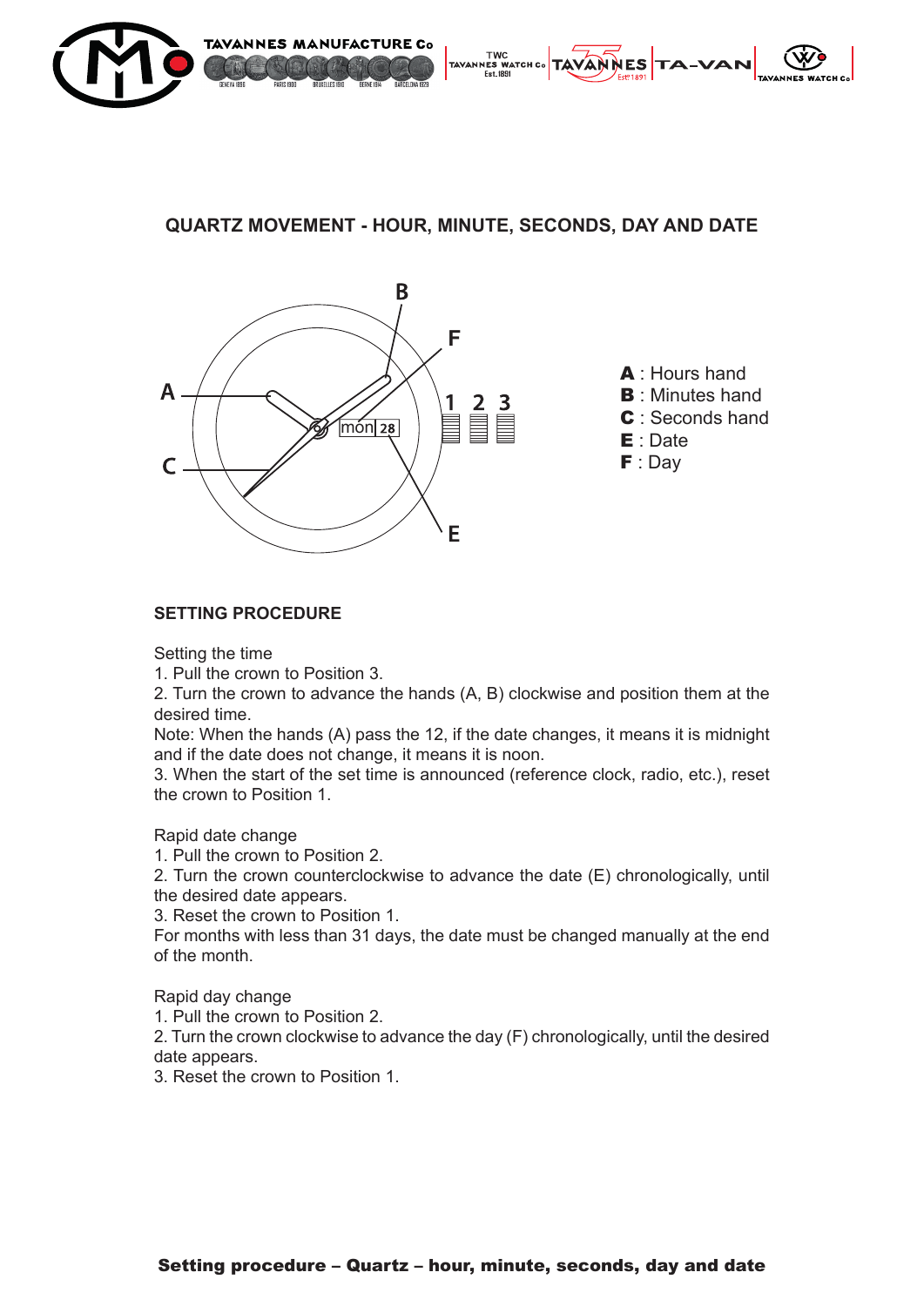## QUARTZ MOVEMENT - HOUR, MINUTE, SECONDS, DAY AND DATE

**A** : Hours hand
**B** : Minutes hand
**C** : Seconds hand
**E** : Date
**F** : Day

### SETTING PROCEDURE

Setting the time
1. Pull the crown to Position 3.
2. Turn the crown to advance the hands (A, B) clockwise and position them at the desired time.
Note: When the hands (A) pass the 12, if the date changes, it means it is midnight and if the date does not change, it means it is noon.
3. When the start of the set time is announced (reference clock, radio, etc.), reset the crown to Position 1.

Rapid date change
1. Pull the crown to Position 2.
2. Turn the crown counterclockwise to advance the date (E) chronologically, until the desired date appears.
3. Reset the crown to Position 1.
For months with less than 31 days, the date must be changed manually at the end of the month.

Rapid day change
1. Pull the crown to Position 2.
2. Turn the crown clockwise to advance the day (F) chronologically, until the desired date appears.
3. Reset the crown to Position 1.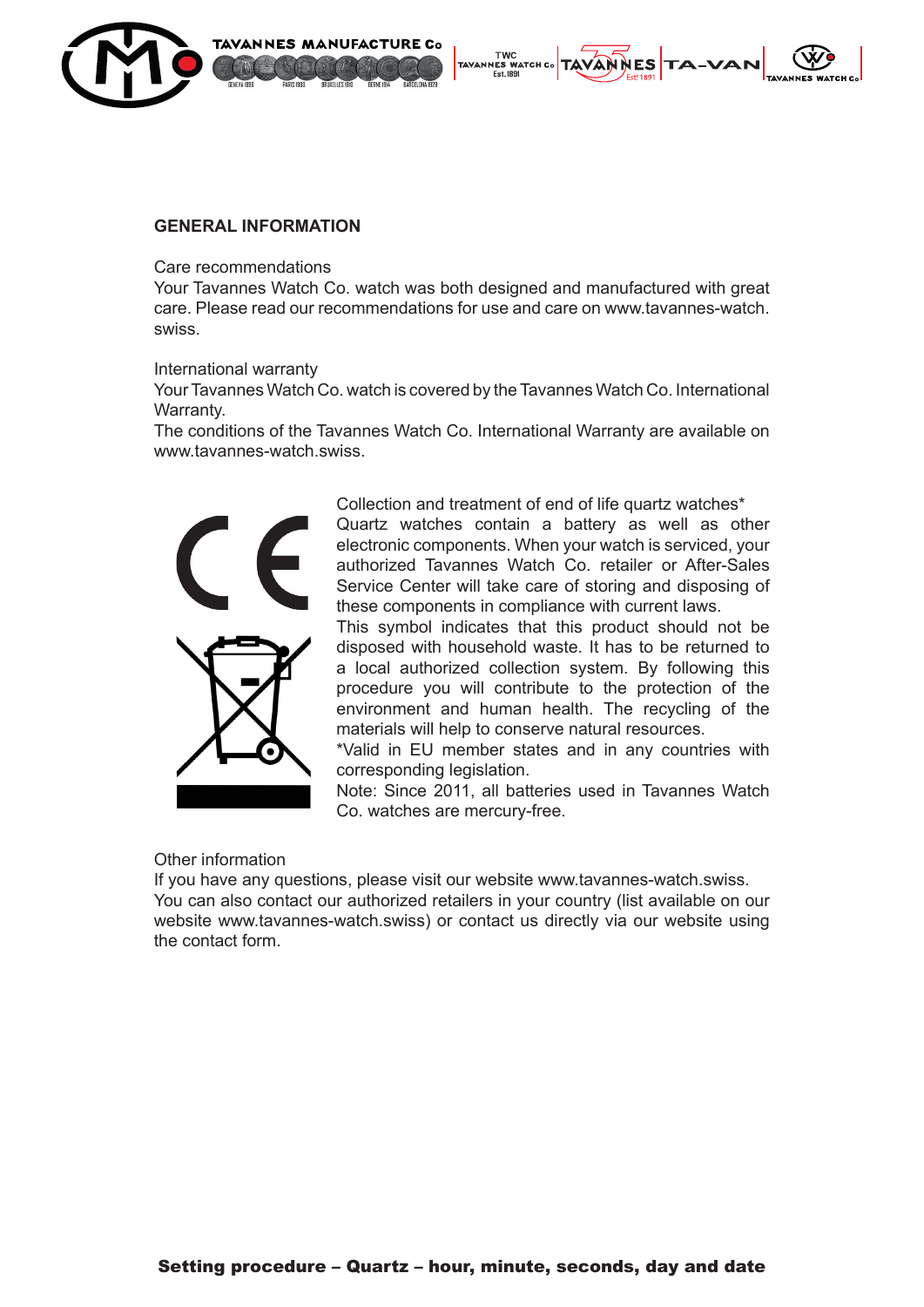## GENERAL INFORMATION

Care recommendations
Your Tavannes Watch Co. watch was both designed and manufactured with great care. Please read our recommendations for use and care on www.tavannes-watch.swiss.

International warranty
Your Tavannes Watch Co. watch is covered by the Tavannes Watch Co. International Warranty.
The conditions of the Tavannes Watch Co. International Warranty are available on www.tavannes-watch.swiss.

Collection and treatment of end of life quartz watches*
Quartz watches contain a battery as well as other electronic components. When your watch is serviced, your authorized Tavannes Watch Co. retailer or After-Sales Service Center will take care of storing and disposing of these components in compliance with current laws.
This symbol indicates that this product should not be disposed with household waste. It has to be returned to a local authorized collection system. By following this procedure you will contribute to the protection of the environment and human health. The recycling of the materials will help to conserve natural resources.
*Valid in EU member states and in any countries with corresponding legislation.
Note: Since 2011, all batteries used in Tavannes Watch Co. watches are mercury-free.

Other information
If you have any questions, please visit our website www.tavannes-watch.swiss.
You can also contact our authorized retailers in your country (list available on our website www.tavannes-watch.swiss) or contact us directly via our website using the contact form.

**Setting procedure – Quartz – hour, minute, seconds, day and date**